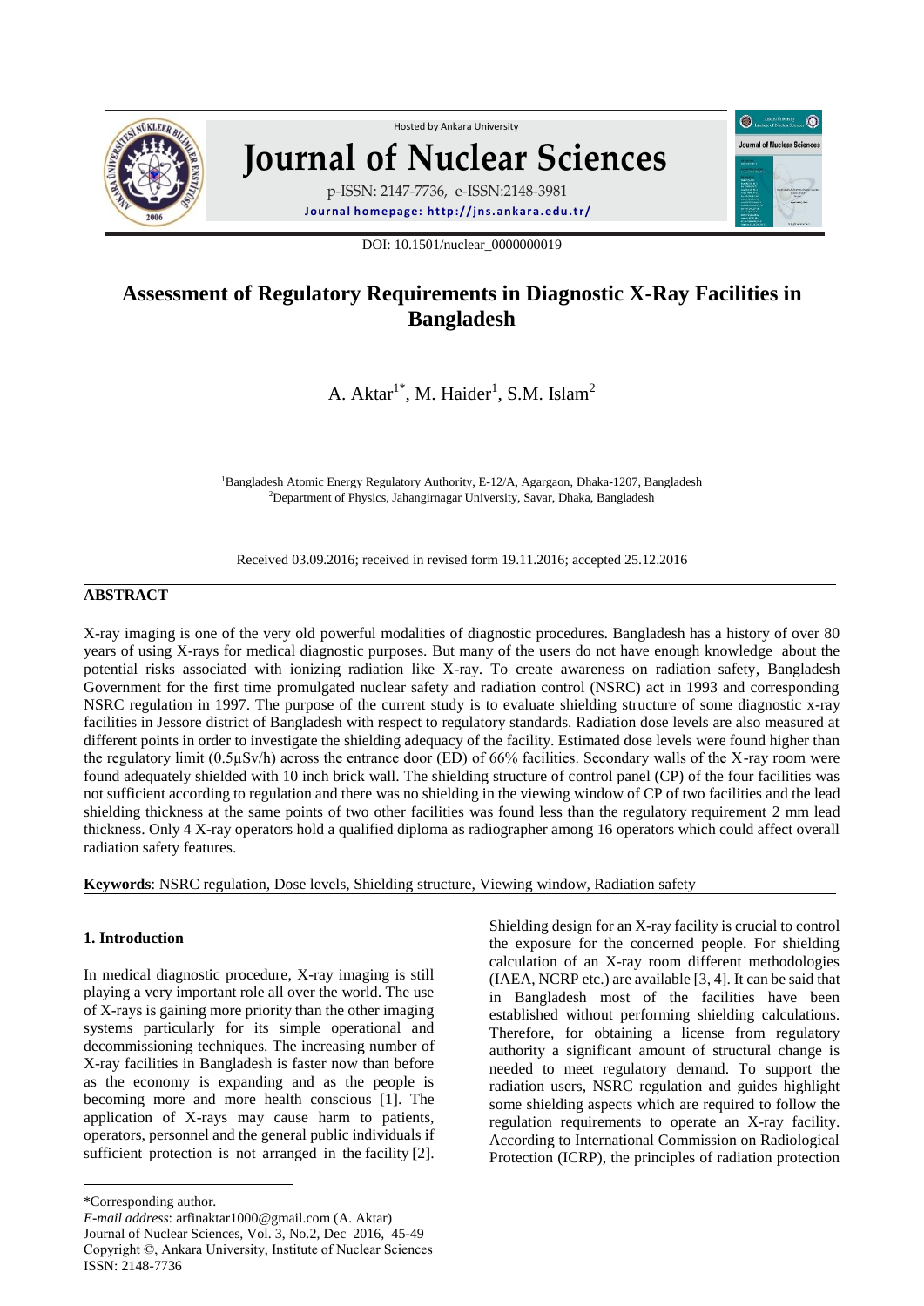DOI: 10.1501/nuclear_0000000019

# Assessment of Regulatory Requirements in Diagnostic X-Ray Facilities in Bangladesh

A. Aktar[1*], M. Haider[1], S.M. Islam[2]

[1]Bangladesh Atomic Energy Regulatory Authority, E-12/A, Agargaon, Dhaka-1207, Bangladesh
[2]Department of Physics, Jahangirnagar University, Savar, Dhaka, Bangladesh

Received 03.09.2016; received in revised form 19.11.2016; accepted 25.12.2016

## ABSTRACT

X-ray imaging is one of the very old powerful modalities of diagnostic procedures. Bangladesh has a history of over 80 years of using X-rays for medical diagnostic purposes. But many of the users do not have enough knowledge about the potential risks associated with ionizing radiation like X-ray. To create awareness on radiation safety, Bangladesh Government for the first time promulgated nuclear safety and radiation control (NSRC) act in 1993 and corresponding NSRC regulation in 1997. The purpose of the current study is to evaluate shielding structure of some diagnostic x-ray facilities in Jessore district of Bangladesh with respect to regulatory standards. Radiation dose levels are also measured at different points in order to investigate the shielding adequacy of the facility. Estimated dose levels were found higher than the regulatory limit (0.5μSv/h) across the entrance door (ED) of 66% facilities. Secondary walls of the X-ray room were found adequately shielded with 10 inch brick wall. The shielding structure of control panel (CP) of the four facilities was not sufficient according to regulation and there was no shielding in the viewing window of CP of two facilities and the lead shielding thickness at the same points of two other facilities was found less than the regulatory requirement 2 mm lead thickness. Only 4 X-ray operators hold a qualified diploma as radiographer among 16 operators which could affect overall radiation safety features.

**Keywords**: NSRC regulation, Dose levels, Shielding structure, Viewing window, Radiation safety

### 1. Introduction

In medical diagnostic procedure, X-ray imaging is still playing a very important role all over the world. The use of X-rays is gaining more priority than the other imaging systems particularly for its simple operational and decommissioning techniques. The increasing number of X-ray facilities in Bangladesh is faster now than before as the economy is expanding and as the people is becoming more and more health conscious [1]. The application of X-rays may cause harm to patients, operators, personnel and the general public individuals if sufficient protection is not arranged in the facility [2].

Shielding design for an X-ray facility is crucial to control the exposure for the concerned people. For shielding calculation of an X-ray room different methodologies (IAEA, NCRP etc.) are available [3, 4]. It can be said that in Bangladesh most of the facilities have been established without performing shielding calculations. Therefore, for obtaining a license from regulatory authority a significant amount of structural change is needed to meet regulatory demand. To support the radiation users, NSRC regulation and guides highlight some shielding aspects which are required to follow the regulation requirements to operate an X-ray facility. According to International Commission on Radiological Protection (ICRP), the principles of radiation protection

*Corresponding author.
*E-mail address*: arfinaktar1000@gmail.com (A. Aktar)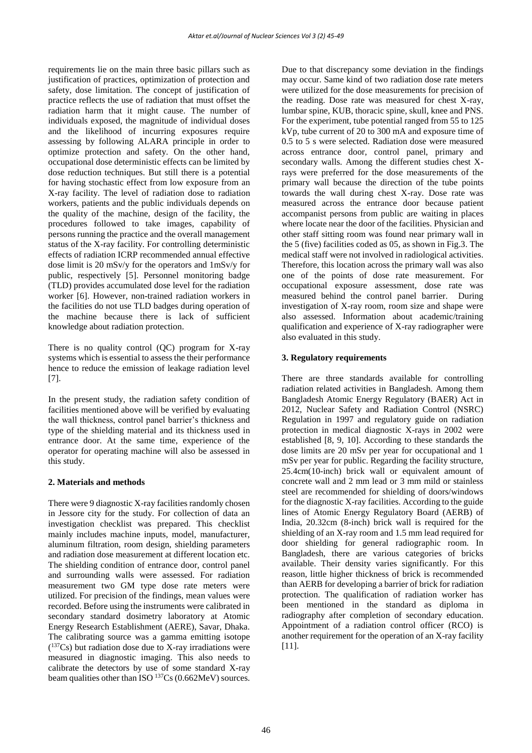requirements lie on the main three basic pillars such as justification of practices, optimization of protection and safety, dose limitation. The concept of justification of practice reflects the use of radiation that must offset the radiation harm that it might cause. The number of individuals exposed, the magnitude of individual doses and the likelihood of incurring exposures require assessing by following ALARA principle in order to optimize protection and safety. On the other hand, occupational dose deterministic effects can be limited by dose reduction techniques. But still there is a potential for having stochastic effect from low exposure from an X-ray facility. The level of radiation dose to radiation workers, patients and the public individuals depends on the quality of the machine, design of the facility, the procedures followed to take images, capability of persons running the practice and the overall management status of the X-ray facility. For controlling deterministic effects of radiation ICRP recommended annual effective dose limit is 20 mSv/y for the operators and 1mSv/y for public, respectively [5]. Personnel monitoring badge (TLD) provides accumulated dose level for the radiation worker [6]. However, non-trained radiation workers in the facilities do not use TLD badges during operation of the machine because there is lack of sufficient knowledge about radiation protection.

There is no quality control (QC) program for X-ray systems which is essential to assess the their performance hence to reduce the emission of leakage radiation level [7].

In the present study, the radiation safety condition of facilities mentioned above will be verified by evaluating the wall thickness, control panel barrier's thickness and type of the shielding material and its thickness used in entrance door. At the same time, experience of the operator for operating machine will also be assessed in this study.

## 2. Materials and methods

There were 9 diagnostic X-ray facilities randomly chosen in Jessore city for the study. For collection of data an investigation checklist was prepared. This checklist mainly includes machine inputs, model, manufacturer, aluminum filtration, room design, shielding parameters and radiation dose measurement at different location etc. The shielding condition of entrance door, control panel and surrounding walls were assessed. For radiation measurement two GM type dose rate meters were utilized. For precision of the findings, mean values were recorded. Before using the instruments were calibrated in secondary standard dosimetry laboratory at Atomic Energy Research Establishment (AERE), Savar, Dhaka. The calibrating source was a gamma emitting isotope ($^{137}$Cs) but radiation dose due to X-ray irradiations were measured in diagnostic imaging. This also needs to calibrate the detectors by use of some standard X-ray beam qualities other than ISO $^{137}$Cs (0.662MeV) sources. Due to that discrepancy some deviation in the findings may occur. Same kind of two radiation dose rate meters were utilized for the dose measurements for precision of the reading. Dose rate was measured for chest X-ray, lumbar spine, KUB, thoracic spine, skull, knee and PNS. For the experiment, tube potential ranged from 55 to 125 kVp, tube current of 20 to 300 mA and exposure time of 0.5 to 5 s were selected. Radiation dose were measured across entrance door, control panel, primary and secondary walls. Among the different studies chest X-rays were preferred for the dose measurements of the primary wall because the direction of the tube points towards the wall during chest X-ray. Dose rate was measured across the entrance door because patient accompanist persons from public are waiting in places where locate near the door of the facilities. Physician and other staff sitting room was found near primary wall in the 5 (five) facilities coded as 05, as shown in Fig.3. The medical staff were not involved in radiological activities. Therefore, this location across the primary wall was also one of the points of dose rate measurement. For occupational exposure assessment, dose rate was measured behind the control panel barrier. During investigation of X-ray room, room size and shape were also assessed. Information about academic/training qualification and experience of X-ray radiographer were also evaluated in this study.

## 3. Regulatory requirements

There are three standards available for controlling radiation related activities in Bangladesh. Among them Bangladesh Atomic Energy Regulatory (BAER) Act in 2012, Nuclear Safety and Radiation Control (NSRC) Regulation in 1997 and regulatory guide on radiation protection in medical diagnostic X-rays in 2002 were established [8, 9, 10]. According to these standards the dose limits are 20 mSv per year for occupational and 1 mSv per year for public. Regarding the facility structure, 25.4cm(10-inch) brick wall or equivalent amount of concrete wall and 2 mm lead or 3 mm mild or stainless steel are recommended for shielding of doors/windows for the diagnostic X-ray facilities. According to the guide lines of Atomic Energy Regulatory Board (AERB) of India, 20.32cm (8-inch) brick wall is required for the shielding of an X-ray room and 1.5 mm lead required for door shielding for general radiographic room. In Bangladesh, there are various categories of bricks available. Their density varies significantly. For this reason, little higher thickness of brick is recommended than AERB for developing a barrier of brick for radiation protection. The qualification of radiation worker has been mentioned in the standard as diploma in radiography after completion of secondary education. Appointment of a radiation control officer (RCO) is another requirement for the operation of an X-ray facility [11].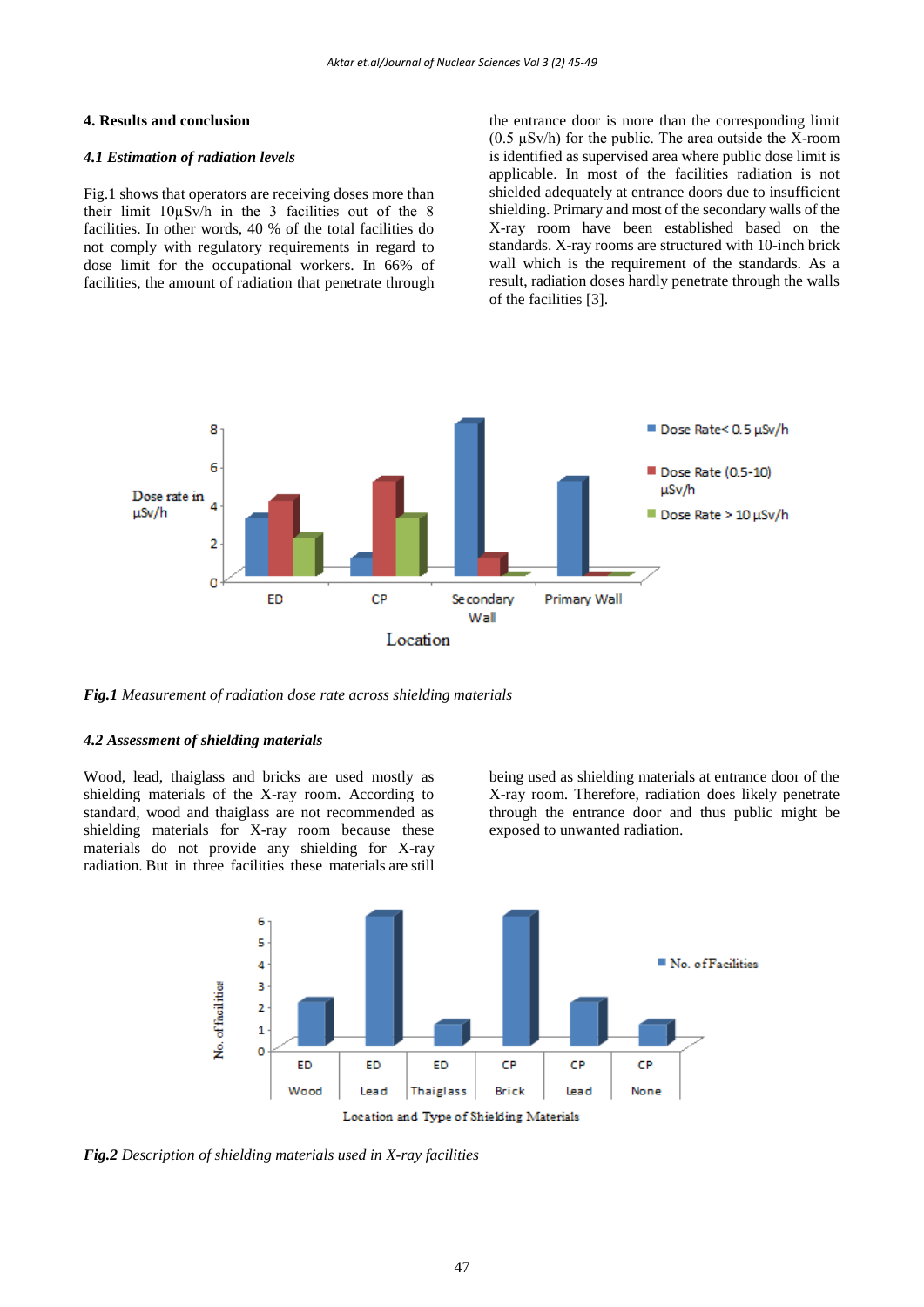## 4. Results and conclusion

### *4.1 Estimation of radiation levels*

Fig.1 shows that operators are receiving doses more than their limit 10µSv/h in the 3 facilities out of the 8 facilities. In other words, 40 % of the total facilities do not comply with regulatory requirements in regard to dose limit for the occupational workers. In 66% of facilities, the amount of radiation that penetrate through the entrance door is more than the corresponding limit (0.5 µSv/h) for the public. The area outside the X-room is identified as supervised area where public dose limit is applicable. In most of the facilities radiation is not shielded adequately at entrance doors due to insufficient shielding. Primary and most of the secondary walls of the X-ray room have been established based on the standards. X-ray rooms are structured with 10-inch brick wall which is the requirement of the standards. As a result, radiation doses hardly penetrate through the walls of the facilities [3].

***Fig.1*** *Measurement of radiation dose rate across shielding materials*

### *4.2 Assessment of shielding materials*

Wood, lead, thaiglass and bricks are used mostly as shielding materials of the X-ray room. According to standard, wood and thaiglass are not recommended as shielding materials for X-ray room because these materials do not provide any shielding for X-ray radiation. But in three facilities these materials are still being used as shielding materials at entrance door of the X-ray room. Therefore, radiation does likely penetrate through the entrance door and thus public might be exposed to unwanted radiation.

***Fig.2*** *Description of shielding materials used in X-ray facilities*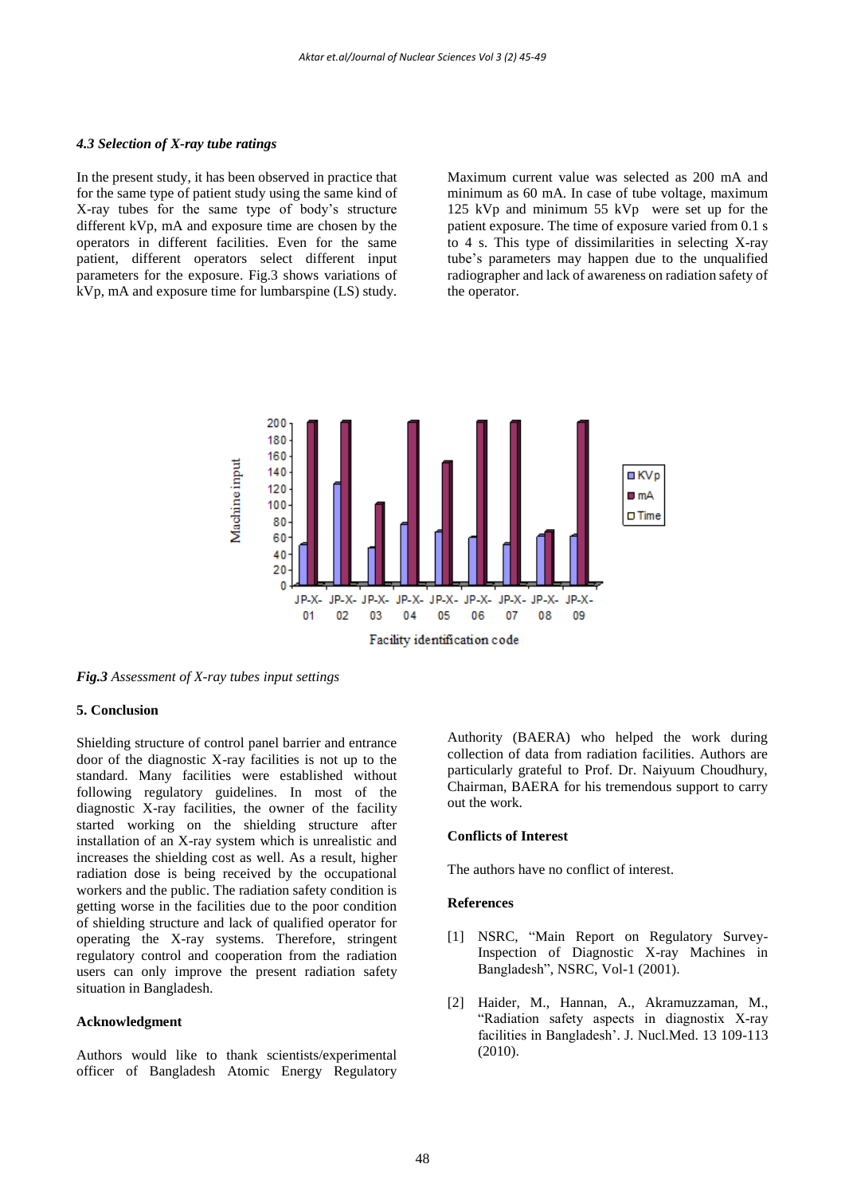### *4.3 Selection of X-ray tube ratings*

In the present study, it has been observed in practice that for the same type of patient study using the same kind of X-ray tubes for the same type of body's structure different kVp, mA and exposure time are chosen by the operators in different facilities. Even for the same patient, different operators select different input parameters for the exposure. Fig.3 shows variations of kVp, mA and exposure time for lumbarspine (LS) study. Maximum current value was selected as 200 mA and minimum as 60 mA. In case of tube voltage, maximum 125 kVp and minimum 55 kVp were set up for the patient exposure. The time of exposure varied from 0.1 s to 4 s. This type of dissimilarities in selecting X-ray tube's parameters may happen due to the unqualified radiographer and lack of awareness on radiation safety of the operator.

***Fig.3*** *Assessment of X-ray tubes input settings*

### 5. Conclusion

Shielding structure of control panel barrier and entrance door of the diagnostic X-ray facilities is not up to the standard. Many facilities were established without following regulatory guidelines. In most of the diagnostic X-ray facilities, the owner of the facility started working on the shielding structure after installation of an X-ray system which is unrealistic and increases the shielding cost as well. As a result, higher radiation dose is being received by the occupational workers and the public. The radiation safety condition is getting worse in the facilities due to the poor condition of shielding structure and lack of qualified operator for operating the X-ray systems. Therefore, stringent regulatory control and cooperation from the radiation users can only improve the present radiation safety situation in Bangladesh.

### Acknowledgment

Authors would like to thank scientists/experimental officer of Bangladesh Atomic Energy Regulatory Authority (BAERA) who helped the work during collection of data from radiation facilities. Authors are particularly grateful to Prof. Dr. Naiyuum Choudhury, Chairman, BAERA for his tremendous support to carry out the work.

### Conflicts of Interest

The authors have no conflict of interest.

### References

[1] NSRC, "Main Report on Regulatory Survey-Inspection of Diagnostic X-ray Machines in Bangladesh", NSRC, Vol-1 (2001).

[2] Haider, M., Hannan, A., Akramuzzaman, M., "Radiation safety aspects in diagnostix X-ray facilities in Bangladesh'. J. Nucl.Med. 13 109-113 (2010).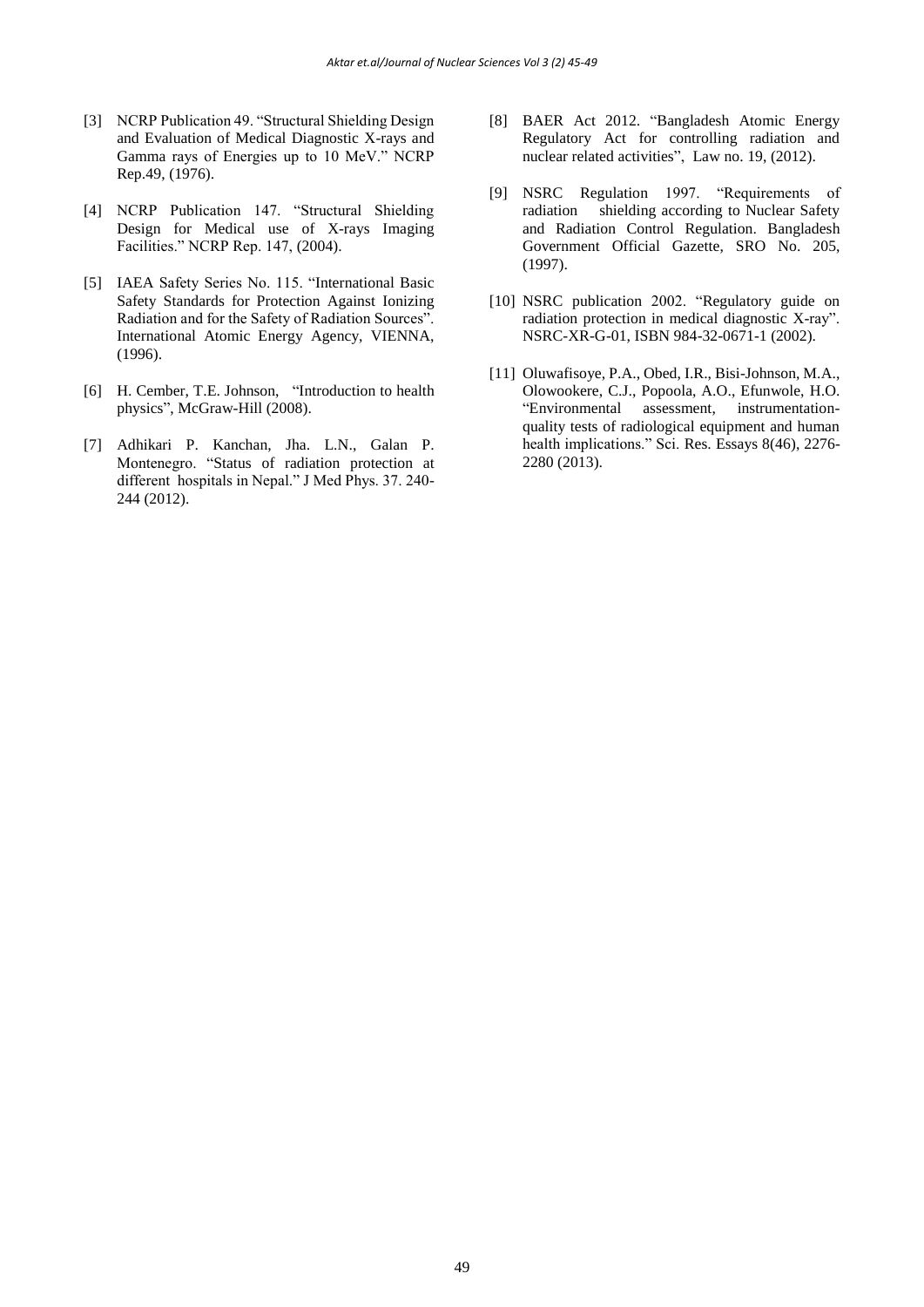[3] NCRP Publication 49. "Structural Shielding Design and Evaluation of Medical Diagnostic X-rays and Gamma rays of Energies up to 10 MeV." NCRP Rep.49, (1976).

[4] NCRP Publication 147. "Structural Shielding Design for Medical use of X-rays Imaging Facilities." NCRP Rep. 147, (2004).

[5] IAEA Safety Series No. 115. "International Basic Safety Standards for Protection Against Ionizing Radiation and for the Safety of Radiation Sources". International Atomic Energy Agency, VIENNA, (1996).

[6] H. Cember, T.E. Johnson, "Introduction to health physics", McGraw-Hill (2008).

[7] Adhikari P. Kanchan, Jha. L.N., Galan P. Montenegro. "Status of radiation protection at different hospitals in Nepal." J Med Phys. 37. 240-244 (2012).

[8] BAER Act 2012. "Bangladesh Atomic Energy Regulatory Act for controlling radiation and nuclear related activities", Law no. 19, (2012).

[9] NSRC Regulation 1997. "Requirements of radiation shielding according to Nuclear Safety and Radiation Control Regulation. Bangladesh Government Official Gazette, SRO No. 205, (1997).

[10] NSRC publication 2002. "Regulatory guide on radiation protection in medical diagnostic X-ray". NSRC-XR-G-01, ISBN 984-32-0671-1 (2002).

[11] Oluwafisoye, P.A., Obed, I.R., Bisi-Johnson, M.A., Olowookere, C.J., Popoola, A.O., Efunwole, H.O. "Environmental assessment, instrumentation-quality tests of radiological equipment and human health implications." Sci. Res. Essays 8(46), 2276-2280 (2013).